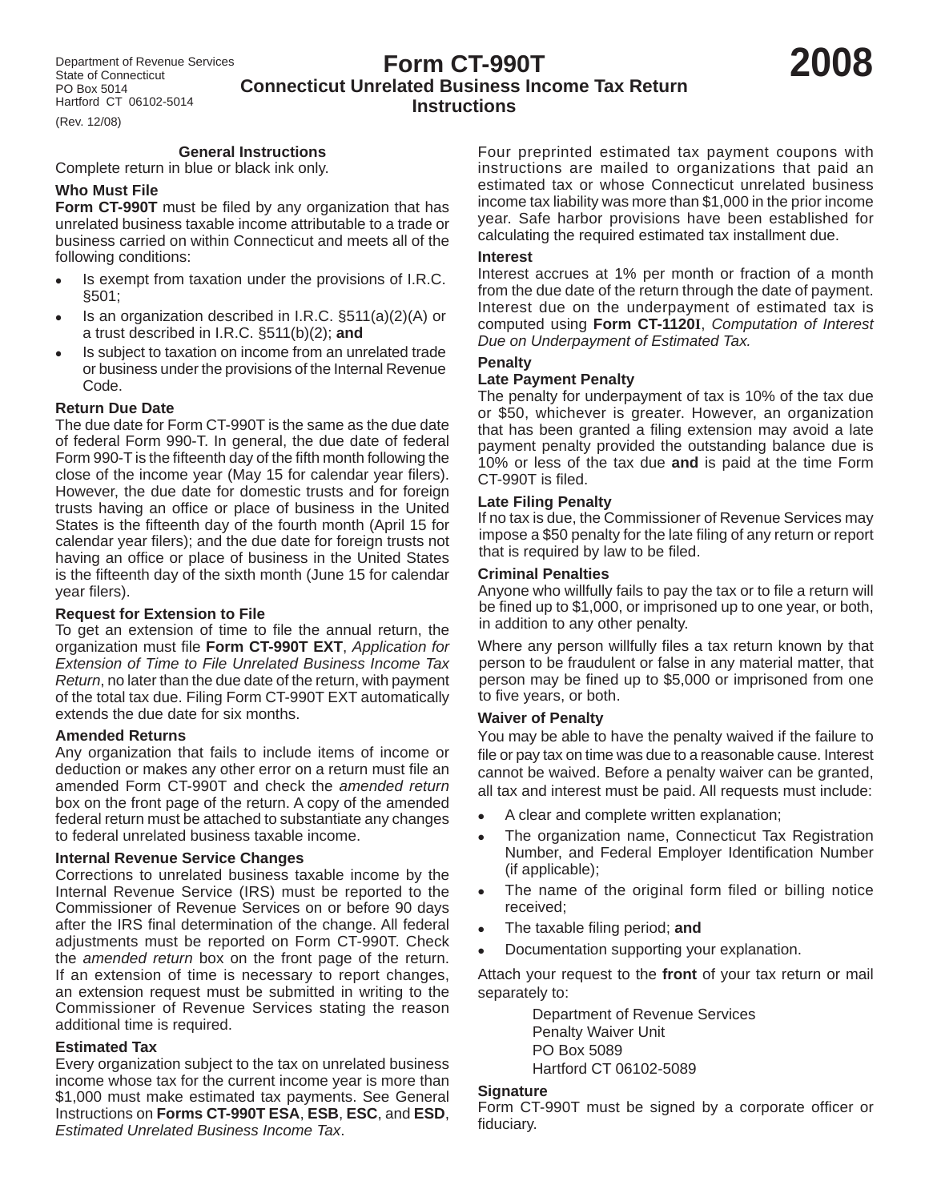Department of Revenue Services
State of Connecticut
PO Box 5014
Hartford CT 06102-5014

(Rev. 12/08)

# Form CT-990T
## Connecticut Unrelated Business Income Tax Return Instructions

**2008**

## General Instructions

Complete return in blue or black ink only.

### Who Must File

**Form CT-990T** must be filed by any organization that has unrelated business taxable income attributable to a trade or business carried on within Connecticut and meets all of the following conditions:

- Is exempt from taxation under the provisions of I.R.C. §501;
- Is an organization described in I.R.C. §511(a)(2)(A) or a trust described in I.R.C. §511(b)(2); **and**
- Is subject to taxation on income from an unrelated trade or business under the provisions of the Internal Revenue Code.

### Return Due Date

The due date for Form CT-990T is the same as the due date of federal Form 990-T. In general, the due date of federal Form 990-T is the fifteenth day of the fifth month following the close of the income year (May 15 for calendar year filers). However, the due date for domestic trusts and for foreign trusts having an office or place of business in the United States is the fifteenth day of the fourth month (April 15 for calendar year filers); and the due date for foreign trusts not having an office or place of business in the United States is the fifteenth day of the sixth month (June 15 for calendar year filers).

### Request for Extension to File

To get an extension of time to file the annual return, the organization must file **Form CT-990T EXT**, *Application for Extension of Time to File Unrelated Business Income Tax Return*, no later than the due date of the return, with payment of the total tax due. Filing Form CT-990T EXT automatically extends the due date for six months.

### Amended Returns

Any organization that fails to include items of income or deduction or makes any other error on a return must file an amended Form CT-990T and check the *amended return* box on the front page of the return. A copy of the amended federal return must be attached to substantiate any changes to federal unrelated business taxable income.

### Internal Revenue Service Changes

Corrections to unrelated business taxable income by the Internal Revenue Service (IRS) must be reported to the Commissioner of Revenue Services on or before 90 days after the IRS final determination of the change. All federal adjustments must be reported on Form CT-990T. Check the *amended return* box on the front page of the return. If an extension of time is necessary to report changes, an extension request must be submitted in writing to the Commissioner of Revenue Services stating the reason additional time is required.

### Estimated Tax

Every organization subject to the tax on unrelated business income whose tax for the current income year is more than $1,000 must make estimated tax payments. See General Instructions on **Forms CT-990T ESA**, **ESB**, **ESC**, and **ESD**, *Estimated Unrelated Business Income Tax*.

Four preprinted estimated tax payment coupons with instructions are mailed to organizations that paid an estimated tax or whose Connecticut unrelated business income tax liability was more than $1,000 in the prior income year. Safe harbor provisions have been established for calculating the required estimated tax installment due.

### Interest

Interest accrues at 1% per month or fraction of a month from the due date of the return through the date of payment. Interest due on the underpayment of estimated tax is computed using **Form CT-1120I**, *Computation of Interest Due on Underpayment of Estimated Tax.*

### Penalty

#### Late Payment Penalty

The penalty for underpayment of tax is 10% of the tax due or $50, whichever is greater. However, an organization that has been granted a filing extension may avoid a late payment penalty provided the outstanding balance due is 10% or less of the tax due **and** is paid at the time Form CT-990T is filed.

#### Late Filing Penalty

If no tax is due, the Commissioner of Revenue Services may impose a $50 penalty for the late filing of any return or report that is required by law to be filed.

#### Criminal Penalties

Anyone who willfully fails to pay the tax or to file a return will be fined up to $1,000, or imprisoned up to one year, or both, in addition to any other penalty.

Where any person willfully files a tax return known by that person to be fraudulent or false in any material matter, that person may be fined up to $5,000 or imprisoned from one to five years, or both.

### Waiver of Penalty

You may be able to have the penalty waived if the failure to file or pay tax on time was due to a reasonable cause. Interest cannot be waived. Before a penalty waiver can be granted, all tax and interest must be paid. All requests must include:

- A clear and complete written explanation;
- The organization name, Connecticut Tax Registration Number, and Federal Employer Identification Number (if applicable);
- The name of the original form filed or billing notice received;
- The taxable filing period; **and**
- Documentation supporting your explanation.

Attach your request to the **front** of your tax return or mail separately to:

Department of Revenue Services
Penalty Waiver Unit
PO Box 5089
Hartford CT 06102-5089

### Signature

Form CT-990T must be signed by a corporate officer or fiduciary.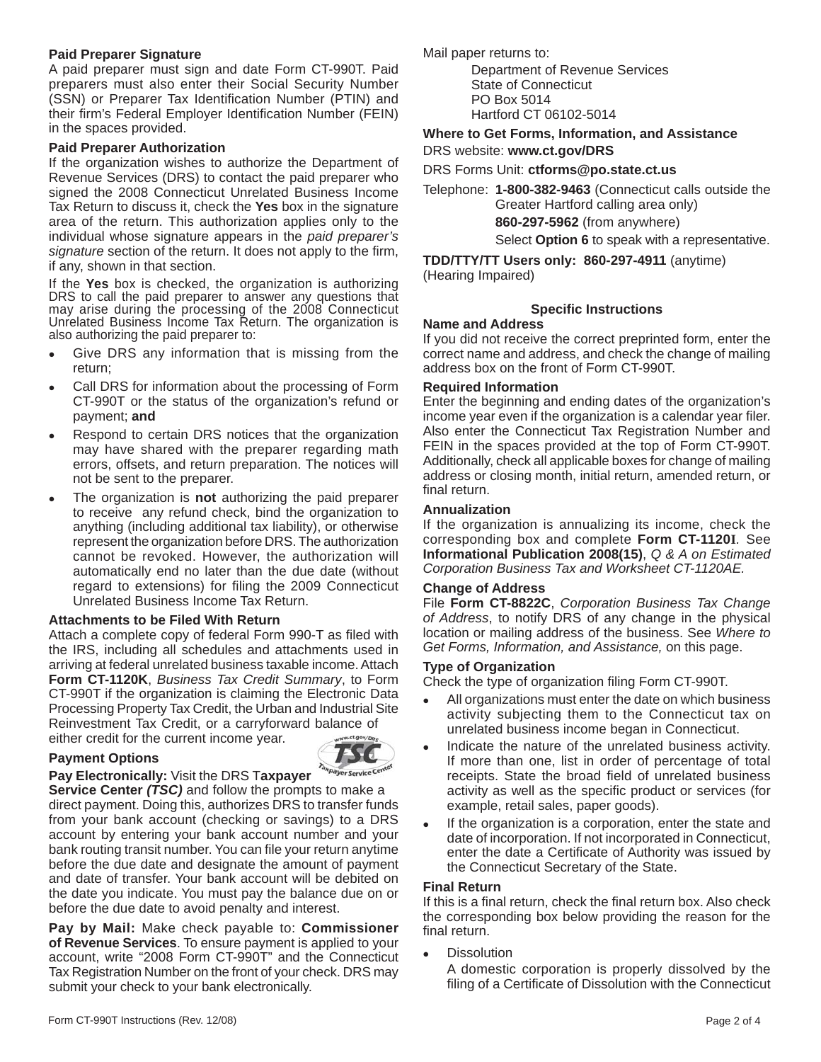### Paid Preparer Signature

A paid preparer must sign and date Form CT-990T. Paid preparers must also enter their Social Security Number (SSN) or Preparer Tax Identification Number (PTIN) and their firm's Federal Employer Identification Number (FEIN) in the spaces provided.

### Paid Preparer Authorization

If the organization wishes to authorize the Department of Revenue Services (DRS) to contact the paid preparer who signed the 2008 Connecticut Unrelated Business Income Tax Return to discuss it, check the **Yes** box in the signature area of the return. This authorization applies only to the individual whose signature appears in the *paid preparer's signature* section of the return. It does not apply to the firm, if any, shown in that section.

If the **Yes** box is checked, the organization is authorizing DRS to call the paid preparer to answer any questions that may arise during the processing of the 2008 Connecticut Unrelated Business Income Tax Return. The organization is also authorizing the paid preparer to:

- Give DRS any information that is missing from the return;
- Call DRS for information about the processing of Form CT-990T or the status of the organization's refund or payment; **and**
- Respond to certain DRS notices that the organization may have shared with the preparer regarding math errors, offsets, and return preparation. The notices will not be sent to the preparer.
- The organization is **not** authorizing the paid preparer to receive any refund check, bind the organization to anything (including additional tax liability), or otherwise represent the organization before DRS. The authorization cannot be revoked. However, the authorization will automatically end no later than the due date (without regard to extensions) for filing the 2009 Connecticut Unrelated Business Income Tax Return.

### Attachments to be Filed With Return

Attach a complete copy of federal Form 990-T as filed with the IRS, including all schedules and attachments used in arriving at federal unrelated business taxable income. Attach **Form CT-1120K**, *Business Tax Credit Summary*, to Form CT-990T if the organization is claiming the Electronic Data Processing Property Tax Credit, the Urban and Industrial Site Reinvestment Tax Credit, or a carryforward balance of either credit for the current income year.

### Payment Options

**Pay Electronically:** Visit the DRS T**axpayer Service Center** ***(TSC)*** and follow the prompts to make a direct payment. Doing this, authorizes DRS to transfer funds from your bank account (checking or savings) to a DRS account by entering your bank account number and your bank routing transit number. You can file your return anytime before the due date and designate the amount of payment and date of transfer. Your bank account will be debited on the date you indicate. You must pay the balance due on or before the due date to avoid penalty and interest.

**Pay by Mail:** Make check payable to: **Commissioner of Revenue Services**. To ensure payment is applied to your account, write "2008 Form CT-990T" and the Connecticut Tax Registration Number on the front of your check. DRS may submit your check to your bank electronically.

Mail paper returns to:

Department of Revenue Services
State of Connecticut
PO Box 5014
Hartford CT 06102-5014

### Where to Get Forms, Information, and Assistance

DRS website: **www.ct.gov/DRS**

DRS Forms Unit: **ctforms@po.state.ct.us**

Telephone: **1-800-382-9463** (Connecticut calls outside the Greater Hartford calling area only)
**860-297-5962** (from anywhere)
Select **Option 6** to speak with a representative.

**TDD/TTY/TT Users only: 860-297-4911** (anytime) (Hearing Impaired)

## Specific Instructions

### Name and Address

If you did not receive the correct preprinted form, enter the correct name and address, and check the change of mailing address box on the front of Form CT-990T.

### Required Information

Enter the beginning and ending dates of the organization's income year even if the organization is a calendar year filer. Also enter the Connecticut Tax Registration Number and FEIN in the spaces provided at the top of Form CT-990T. Additionally, check all applicable boxes for change of mailing address or closing month, initial return, amended return, or final return.

### Annualization

If the organization is annualizing its income, check the corresponding box and complete **Form CT-1120I**. See **Informational Publication 2008(15)**, *Q & A on Estimated Corporation Business Tax and Worksheet CT-1120AE.*

### Change of Address

File **Form CT-8822C**, *Corporation Business Tax Change of Address*, to notify DRS of any change in the physical location or mailing address of the business. See *Where to Get Forms, Information, and Assistance,* on this page.

### Type of Organization

Check the type of organization filing Form CT-990T.

- All organizations must enter the date on which business activity subjecting them to the Connecticut tax on unrelated business income began in Connecticut.
- Indicate the nature of the unrelated business activity. If more than one, list in order of percentage of total receipts. State the broad field of unrelated business activity as well as the specific product or services (for example, retail sales, paper goods).
- If the organization is a corporation, enter the state and date of incorporation. If not incorporated in Connecticut, enter the date a Certificate of Authority was issued by the Connecticut Secretary of the State.

### Final Return

If this is a final return, check the final return box. Also check the corresponding box below providing the reason for the final return.

- Dissolution

  A domestic corporation is properly dissolved by the filing of a Certificate of Dissolution with the Connecticut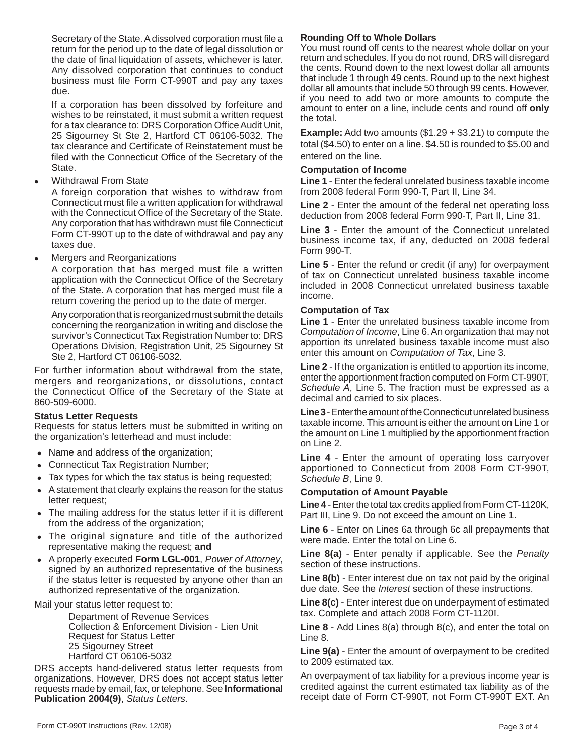Secretary of the State. A dissolved corporation must file a return for the period up to the date of legal dissolution or the date of final liquidation of assets, whichever is later. Any dissolved corporation that continues to conduct business must file Form CT-990T and pay any taxes due.

If a corporation has been dissolved by forfeiture and wishes to be reinstated, it must submit a written request for a tax clearance to: DRS Corporation Office Audit Unit, 25 Sigourney St Ste 2, Hartford CT 06106-5032. The tax clearance and Certificate of Reinstatement must be filed with the Connecticut Office of the Secretary of the State.

- Withdrawal From State

  A foreign corporation that wishes to withdraw from Connecticut must file a written application for withdrawal with the Connecticut Office of the Secretary of the State. Any corporation that has withdrawn must file Connecticut Form CT-990T up to the date of withdrawal and pay any taxes due.

- Mergers and Reorganizations

  A corporation that has merged must file a written application with the Connecticut Office of the Secretary of the State. A corporation that has merged must file a return covering the period up to the date of merger.

  Any corporation that is reorganized must submit the details concerning the reorganization in writing and disclose the survivor's Connecticut Tax Registration Number to: DRS Operations Division, Registration Unit, 25 Sigourney St Ste 2, Hartford CT 06106-5032.

For further information about withdrawal from the state, mergers and reorganizations, or dissolutions, contact the Connecticut Office of the Secretary of the State at 860-509-6000.

### Status Letter Requests

Requests for status letters must be submitted in writing on the organization's letterhead and must include:

- Name and address of the organization;
- Connecticut Tax Registration Number;
- Tax types for which the tax status is being requested;
- A statement that clearly explains the reason for the status letter request;
- The mailing address for the status letter if it is different from the address of the organization;
- The original signature and title of the authorized representative making the request; **and**
- A properly executed **Form LGL-001**, *Power of Attorney*, signed by an authorized representative of the business if the status letter is requested by anyone other than an authorized representative of the organization.

Mail your status letter request to:

Department of Revenue Services
Collection & Enforcement Division - Lien Unit
Request for Status Letter
25 Sigourney Street
Hartford CT 06106-5032

DRS accepts hand-delivered status letter requests from organizations. However, DRS does not accept status letter requests made by email, fax, or telephone. See **Informational Publication 2004(9)**, *Status Letters*.

### Rounding Off to Whole Dollars

You must round off cents to the nearest whole dollar on your return and schedules. If you do not round, DRS will disregard the cents. Round down to the next lowest dollar all amounts that include 1 through 49 cents. Round up to the next highest dollar all amounts that include 50 through 99 cents. However, if you need to add two or more amounts to compute the amount to enter on a line, include cents and round off **only** the total.

**Example:** Add two amounts ($1.29 + $3.21) to compute the total ($4.50) to enter on a line. $4.50 is rounded to $5.00 and entered on the line.

### Computation of Income

**Line 1** - Enter the federal unrelated business taxable income from 2008 federal Form 990-T, Part II, Line 34.

**Line 2** - Enter the amount of the federal net operating loss deduction from 2008 federal Form 990-T, Part II, Line 31.

**Line 3** - Enter the amount of the Connecticut unrelated business income tax, if any, deducted on 2008 federal Form 990-T.

**Line 5** - Enter the refund or credit (if any) for overpayment of tax on Connecticut unrelated business taxable income included in 2008 Connecticut unrelated business taxable income.

### Computation of Tax

**Line 1** - Enter the unrelated business taxable income from *Computation of Income*, Line 6. An organization that may not apportion its unrelated business taxable income must also enter this amount on *Computation of Tax*, Line 3.

**Line 2** - If the organization is entitled to apportion its income, enter the apportionment fraction computed on Form CT-990T, *Schedule A*, Line 5. The fraction must be expressed as a decimal and carried to six places.

**Line 3** - Enter the amount of the Connecticut unrelated business taxable income. This amount is either the amount on Line 1 or the amount on Line 1 multiplied by the apportionment fraction on Line 2.

**Line 4** - Enter the amount of operating loss carryover apportioned to Connecticut from 2008 Form CT-990T, *Schedule B*, Line 9.

### Computation of Amount Payable

**Line 4** - Enter the total tax credits applied from Form CT-1120K, Part III, Line 9. Do not exceed the amount on Line 1.

**Line 6** - Enter on Lines 6a through 6c all prepayments that were made. Enter the total on Line 6.

**Line 8(a)** - Enter penalty if applicable. See the *Penalty* section of these instructions.

**Line 8(b)** - Enter interest due on tax not paid by the original due date. See the *Interest* section of these instructions.

**Line 8(c)** - Enter interest due on underpayment of estimated tax. Complete and attach 2008 Form CT-1120I.

**Line 8** - Add Lines 8(a) through 8(c), and enter the total on Line 8.

**Line 9(a)** - Enter the amount of overpayment to be credited to 2009 estimated tax.

An overpayment of tax liability for a previous income year is credited against the current estimated tax liability as of the receipt date of Form CT-990T, not Form CT-990T EXT. An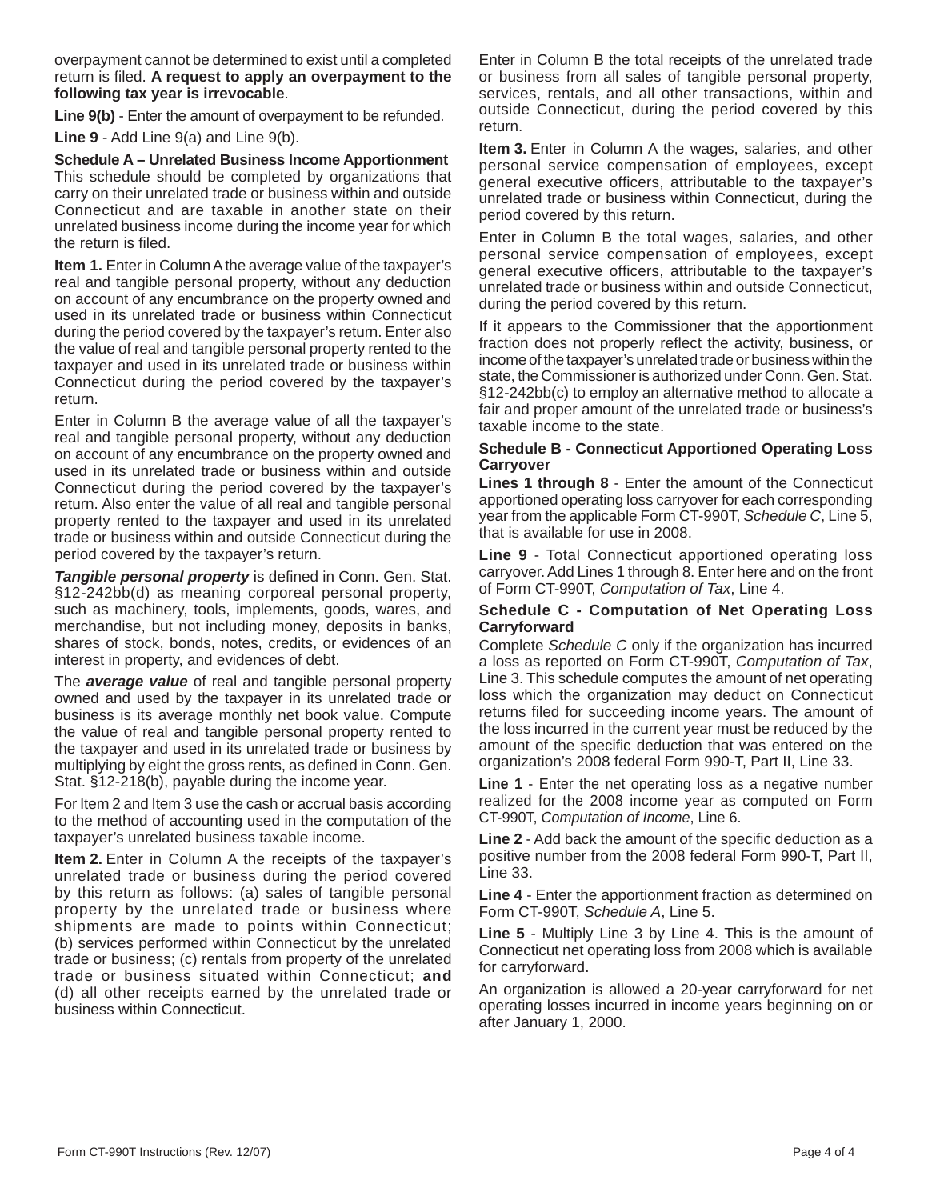overpayment cannot be determined to exist until a completed return is filed. **A request to apply an overpayment to the following tax year is irrevocable**.

**Line 9(b)** - Enter the amount of overpayment to be refunded.

**Line 9** - Add Line 9(a) and Line 9(b).

**Schedule A – Unrelated Business Income Apportionment**

This schedule should be completed by organizations that carry on their unrelated trade or business within and outside Connecticut and are taxable in another state on their unrelated business income during the income year for which the return is filed.

**Item 1.** Enter in Column A the average value of the taxpayer's real and tangible personal property, without any deduction on account of any encumbrance on the property owned and used in its unrelated trade or business within Connecticut during the period covered by the taxpayer's return. Enter also the value of real and tangible personal property rented to the taxpayer and used in its unrelated trade or business within Connecticut during the period covered by the taxpayer's return.

Enter in Column B the average value of all the taxpayer's real and tangible personal property, without any deduction on account of any encumbrance on the property owned and used in its unrelated trade or business within and outside Connecticut during the period covered by the taxpayer's return. Also enter the value of all real and tangible personal property rented to the taxpayer and used in its unrelated trade or business within and outside Connecticut during the period covered by the taxpayer's return.

***Tangible personal property*** is defined in Conn. Gen. Stat. §12-242bb(d) as meaning corporeal personal property, such as machinery, tools, implements, goods, wares, and merchandise, but not including money, deposits in banks, shares of stock, bonds, notes, credits, or evidences of an interest in property, and evidences of debt.

The ***average value*** of real and tangible personal property owned and used by the taxpayer in its unrelated trade or business is its average monthly net book value. Compute the value of real and tangible personal property rented to the taxpayer and used in its unrelated trade or business by multiplying by eight the gross rents, as defined in Conn. Gen. Stat. §12-218(b), payable during the income year.

For Item 2 and Item 3 use the cash or accrual basis according to the method of accounting used in the computation of the taxpayer's unrelated business taxable income.

**Item 2.** Enter in Column A the receipts of the taxpayer's unrelated trade or business during the period covered by this return as follows: (a) sales of tangible personal property by the unrelated trade or business where shipments are made to points within Connecticut; (b) services performed within Connecticut by the unrelated trade or business; (c) rentals from property of the unrelated trade or business situated within Connecticut; **and** (d) all other receipts earned by the unrelated trade or business within Connecticut.

Enter in Column B the total receipts of the unrelated trade or business from all sales of tangible personal property, services, rentals, and all other transactions, within and outside Connecticut, during the period covered by this return.

**Item 3.** Enter in Column A the wages, salaries, and other personal service compensation of employees, except general executive officers, attributable to the taxpayer's unrelated trade or business within Connecticut, during the period covered by this return.

Enter in Column B the total wages, salaries, and other personal service compensation of employees, except general executive officers, attributable to the taxpayer's unrelated trade or business within and outside Connecticut, during the period covered by this return.

If it appears to the Commissioner that the apportionment fraction does not properly reflect the activity, business, or income of the taxpayer's unrelated trade or business within the state, the Commissioner is authorized under Conn. Gen. Stat. §12-242bb(c) to employ an alternative method to allocate a fair and proper amount of the unrelated trade or business's taxable income to the state.

**Schedule B - Connecticut Apportioned Operating Loss Carryover**

**Lines 1 through 8** - Enter the amount of the Connecticut apportioned operating loss carryover for each corresponding year from the applicable Form CT-990T, *Schedule C*, Line 5, that is available for use in 2008.

**Line 9** - Total Connecticut apportioned operating loss carryover. Add Lines 1 through 8. Enter here and on the front of Form CT-990T, *Computation of Tax*, Line 4.

**Schedule C - Computation of Net Operating Loss Carryforward**

Complete *Schedule C* only if the organization has incurred a loss as reported on Form CT-990T, *Computation of Tax*, Line 3. This schedule computes the amount of net operating loss which the organization may deduct on Connecticut returns filed for succeeding income years. The amount of the loss incurred in the current year must be reduced by the amount of the specific deduction that was entered on the organization's 2008 federal Form 990-T, Part II, Line 33.

**Line 1** - Enter the net operating loss as a negative number realized for the 2008 income year as computed on Form CT-990T, *Computation of Income*, Line 6.

**Line 2** - Add back the amount of the specific deduction as a positive number from the 2008 federal Form 990-T, Part II, Line 33.

**Line 4** - Enter the apportionment fraction as determined on Form CT-990T, *Schedule A*, Line 5.

**Line 5** - Multiply Line 3 by Line 4. This is the amount of Connecticut net operating loss from 2008 which is available for carryforward.

An organization is allowed a 20-year carryforward for net operating losses incurred in income years beginning on or after January 1, 2000.